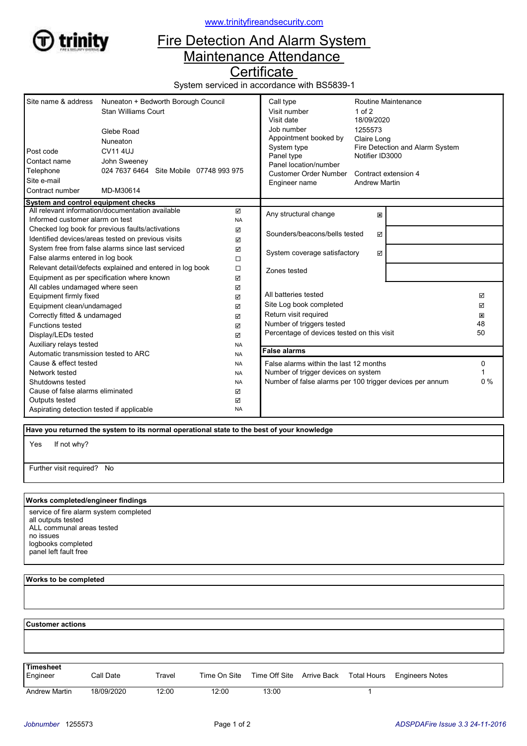www.trinityfireandsecurity.com

trinity

# Fire Detection And Alarm System Maintenance Attendance Certificate

System serviced in accordance with BS5839-1

| | |
|---|---|
| Site name & address | Nuneaton + Bedworth Borough Council<br>Stan Williams Court<br><br>Glebe Road<br>Nuneaton |
| Post code | CV11 4UJ |
| Contact name | John Sweeney |
| Telephone | 024 7637 6464 Site Mobile 07748 993 975 |
| Site e-mail | |
| Contract number | MD-M30614 |

| | |
|---|---|
| Call type | Routine Maintenance |
| Visit number | 1 of 2 |
| Visit date | 18/09/2020 |
| Job number | 1255573 |
| Appointment booked by | Claire Long |
| System type | Fire Detection and Alarm System |
| Panel type | Notifier ID3000 |
| Panel location/number | |
| Customer Order Number | Contract extension 4 |
| Engineer name | Andrew Martin |

## System and control equipment checks

| Check | Status |
|---|---|
| All relevant information/documentation available | ☑ |
| Informed customer alarm on test | NA |
| Checked log book for previous faults/activations | ☑ |
| Identified devices/areas tested on previous visits | ☑ |
| System free from false alarms since last serviced | ☑ |
| False alarms entered in log book | ☐ |
| Relevant detail/defects explained and entered in log book | ☐ |
| Equipment as per specification where known | ☑ |
| All cables undamaged where seen | ☑ |
| Equipment firmly fixed | ☑ |
| Equipment clean/undamaged | ☑ |
| Correctly fitted & undamaged | ☑ |
| Functions tested | ☑ |
| Display/LEDs tested | ☑ |
| Auxiliary relays tested | NA |
| Automatic transmission tested to ARC | NA |
| Cause & effect tested | NA |
| Network tested | NA |
| Shutdowns tested | NA |
| Cause of false alarms eliminated | ☑ |
| Outputs tested | ☑ |
| Aspirating detection tested if applicable | NA |

| Check | Status | |
|---|---|---|
| Any structural change | ☒ | |
| Sounders/beacons/bells tested | ☑ | |
| System coverage satisfactory | ☑ | |
| Zones tested | | |

| | |
|---|---|
| All batteries tested | ☑ |
| Site Log book completed | ☑ |
| Return visit required | ☒ |
| Number of triggers tested | 48 |
| Percentage of devices tested on this visit | 50 |

## False alarms

| | |
|---|---|
| False alarms within the last 12 months | 0 |
| Number of trigger devices on system | 1 |
| Number of false alarms per 100 trigger devices per annum | 0 % |

## Have you returned the system to its normal operational state to the best of your knowledge

Yes  If not why?

Further visit required? No

## Works completed/engineer findings

service of fire alarm system completed
all outputs tested
ALL communal areas tested
no issues
logbooks completed
panel left fault free

## Works to be completed

## Customer actions

## Timesheet

| Engineer | Call Date | Travel | Time On Site | Time Off Site | Arrive Back | Total Hours | Engineers Notes |
|---|---|---|---|---|---|---|---|
| Andrew Martin | 18/09/2020 | 12:00 | 12:00 | 13:00 | | 1 | |

*Jobnumber* 1255573  *ADSPDAFire Issue 3.3 24-11-2016*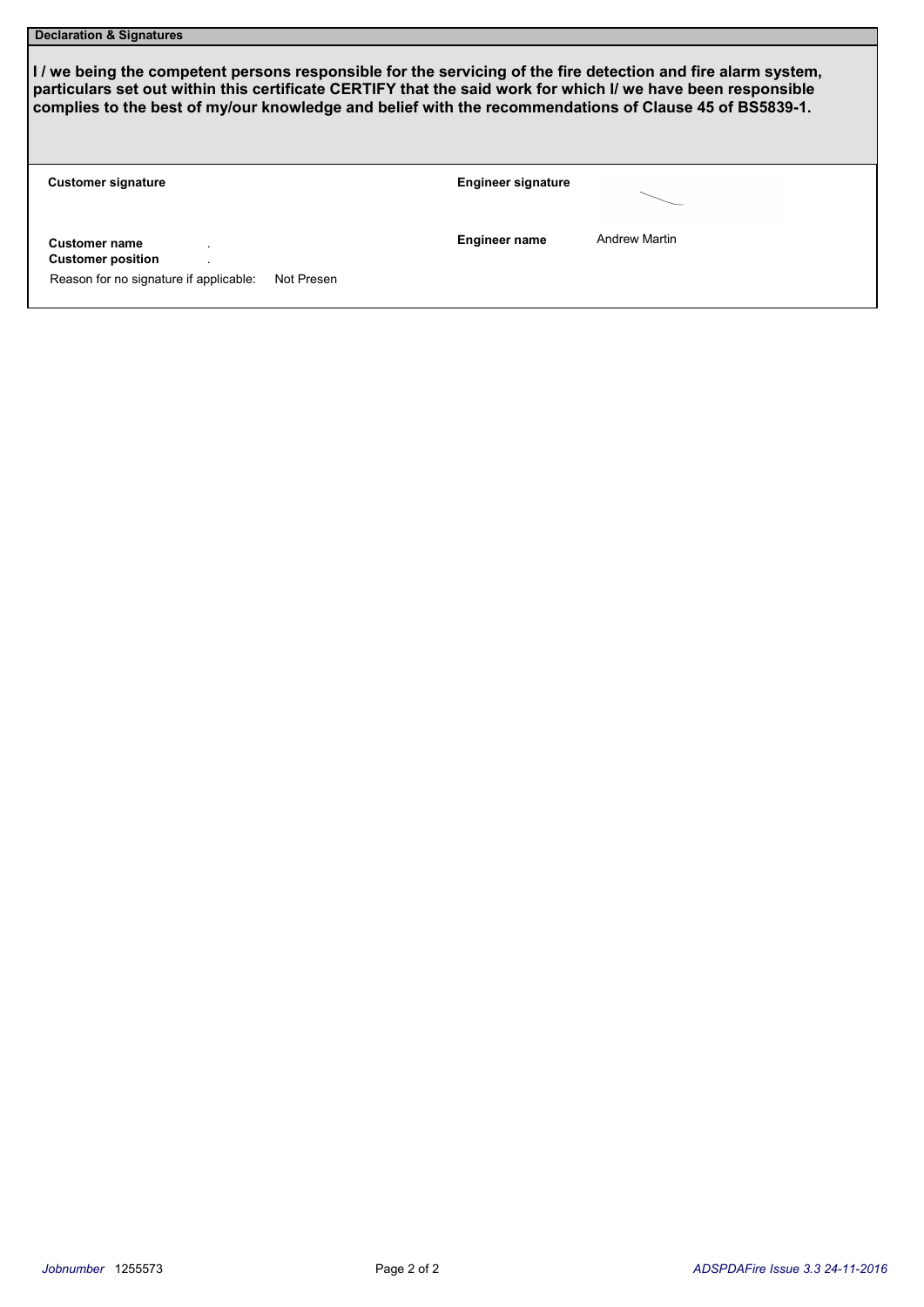## Declaration & Signatures

**I / we being the competent persons responsible for the servicing of the fire detection and fire alarm system, particulars set out within this certificate CERTIFY that the said work for which I/ we have been responsible complies to the best of my/our knowledge and belief with the recommendations of Clause 45 of BS5839-1.**

| | | | |
|---|---|---|---|
| **Customer signature** | | **Engineer signature** | |
| **Customer name** | . | **Engineer name** | Andrew Martin |
| **Customer position** | . | | |
| Reason for no signature if applicable: | Not Presen | | |

*Jobnumber* 1255573

*ADSPDAFire Issue 3.3 24-11-2016*